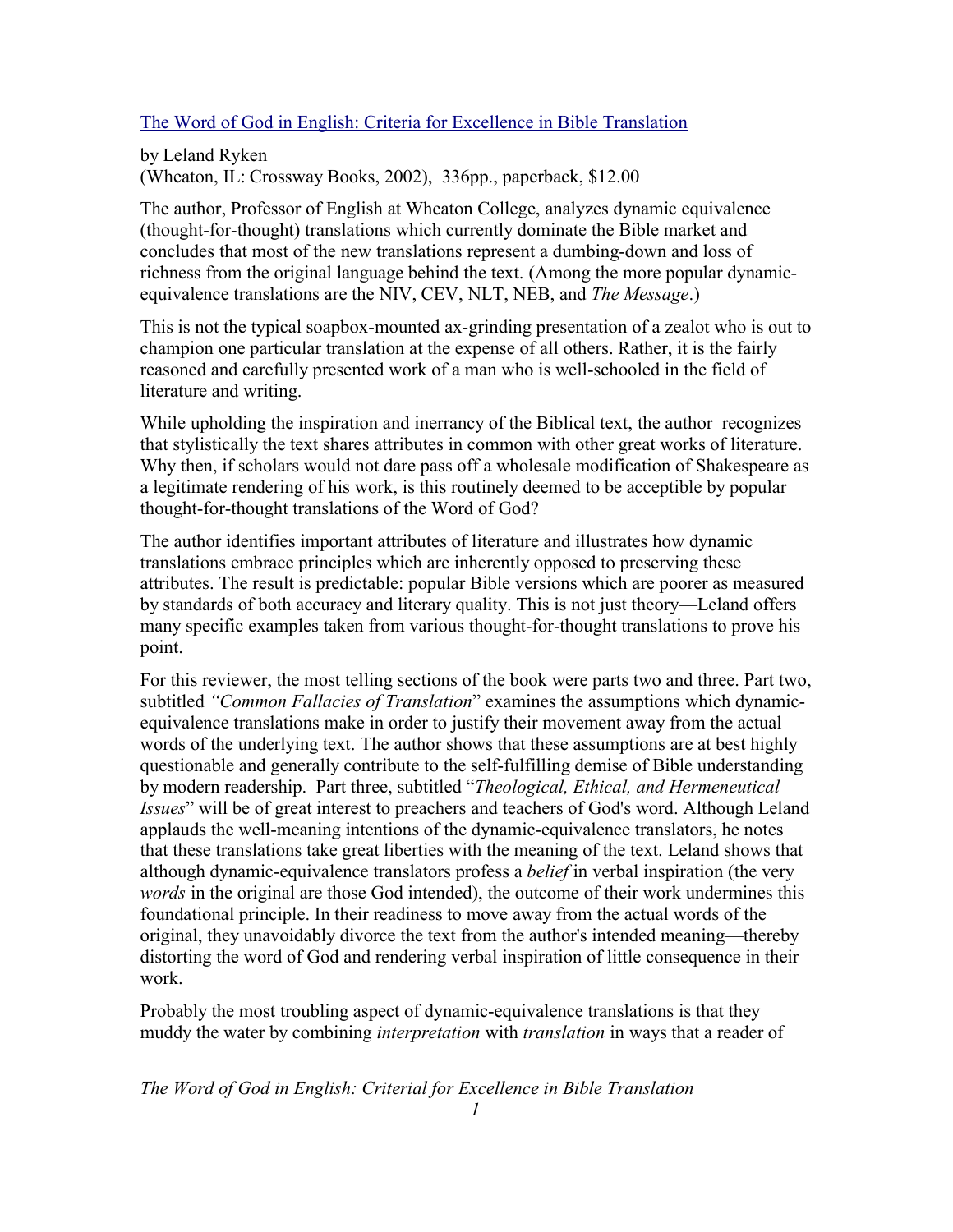[The Word of God in English: Criteria for Excellence in Bible Translation]

by Leland Ryken
(Wheaton, IL: Crossway Books, 2002), 336pp., paperback, $12.00

The author, Professor of English at Wheaton College, analyzes dynamic equivalence (thought-for-thought) translations which currently dominate the Bible market and concludes that most of the new translations represent a dumbing-down and loss of richness from the original language behind the text. (Among the more popular dynamic-equivalence translations are the NIV, CEV, NLT, NEB, and *The Message*.)

This is not the typical soapbox-mounted ax-grinding presentation of a zealot who is out to champion one particular translation at the expense of all others. Rather, it is the fairly reasoned and carefully presented work of a man who is well-schooled in the field of literature and writing.

While upholding the inspiration and inerrancy of the Biblical text, the author recognizes that stylistically the text shares attributes in common with other great works of literature. Why then, if scholars would not dare pass off a wholesale modification of Shakespeare as a legitimate rendering of his work, is this routinely deemed to be acceptible by popular thought-for-thought translations of the Word of God?

The author identifies important attributes of literature and illustrates how dynamic translations embrace principles which are inherently opposed to preserving these attributes. The result is predictable: popular Bible versions which are poorer as measured by standards of both accuracy and literary quality. This is not just theory—Leland offers many specific examples taken from various thought-for-thought translations to prove his point.

For this reviewer, the most telling sections of the book were parts two and three. Part two, subtitled *"Common Fallacies of Translation*" examines the assumptions which dynamic-equivalence translations make in order to justify their movement away from the actual words of the underlying text. The author shows that these assumptions are at best highly questionable and generally contribute to the self-fulfilling demise of Bible understanding by modern readership. Part three, subtitled "*Theological, Ethical, and Hermeneutical Issues*" will be of great interest to preachers and teachers of God's word. Although Leland applauds the well-meaning intentions of the dynamic-equivalence translators, he notes that these translations take great liberties with the meaning of the text. Leland shows that although dynamic-equivalence translators profess a *belief* in verbal inspiration (the very *words* in the original are those God intended), the outcome of their work undermines this foundational principle. In their readiness to move away from the actual words of the original, they unavoidably divorce the text from the author's intended meaning—thereby distorting the word of God and rendering verbal inspiration of little consequence in their work.

Probably the most troubling aspect of dynamic-equivalence translations is that they muddy the water by combining *interpretation* with *translation* in ways that a reader of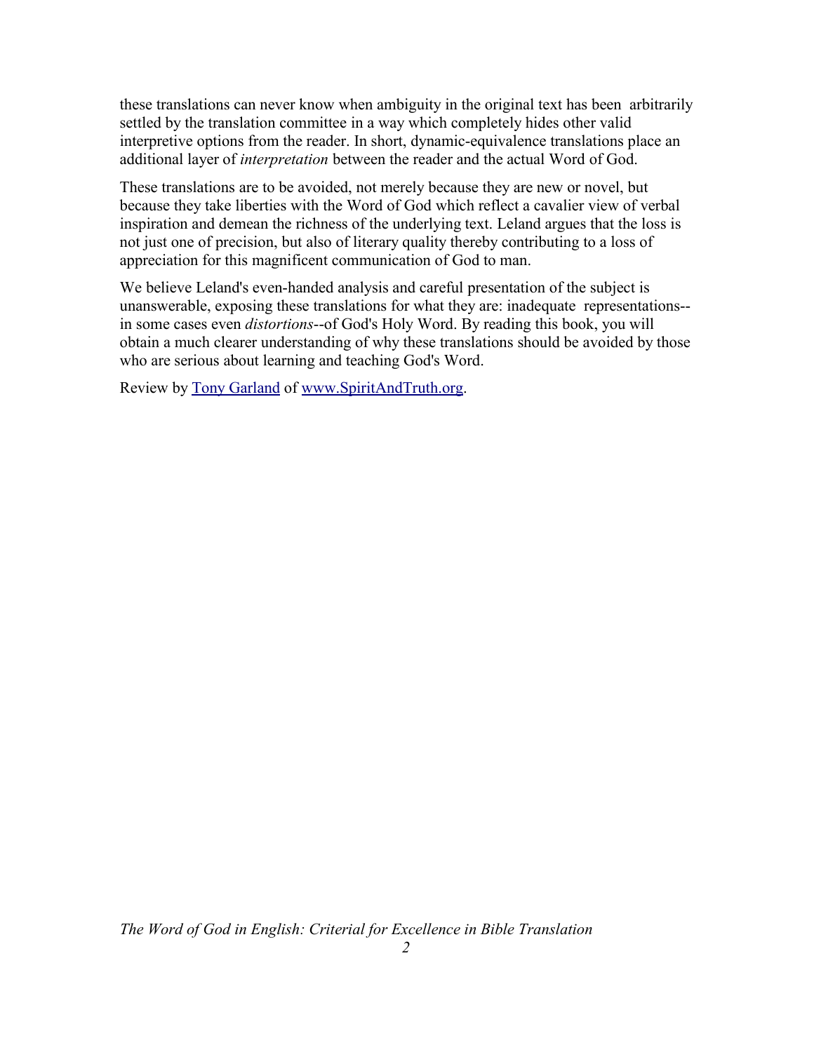these translations can never know when ambiguity in the original text has been arbitrarily settled by the translation committee in a way which completely hides other valid interpretive options from the reader. In short, dynamic-equivalence translations place an additional layer of *interpretation* between the reader and the actual Word of God.

These translations are to be avoided, not merely because they are new or novel, but because they take liberties with the Word of God which reflect a cavalier view of verbal inspiration and demean the richness of the underlying text. Leland argues that the loss is not just one of precision, but also of literary quality thereby contributing to a loss of appreciation for this magnificent communication of God to man.

We believe Leland's even-handed analysis and careful presentation of the subject is unanswerable, exposing these translations for what they are: inadequate representations--in some cases even *distortions*--of God's Holy Word. By reading this book, you will obtain a much clearer understanding of why these translations should be avoided by those who are serious about learning and teaching God's Word.

Review by [Tony Garland](#) of [www.SpiritAndTruth.org](#).